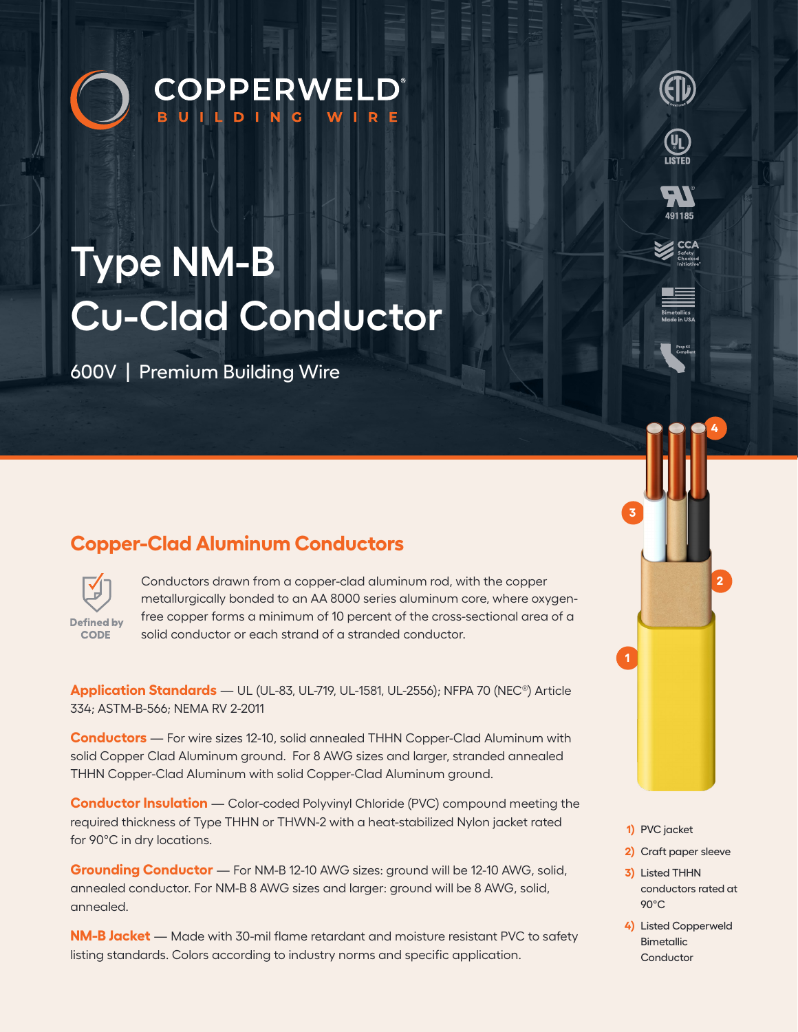# COPPERWELD®

BUILDING WIRE

# Type NM-B Cu-Clad Conductor

600V | Premium Building Wire

## Copper-Clad Aluminum Conductors

Defined by CODE

Conductors drawn from a copper-clad aluminum rod, with the copper metallurgically bonded to an AA 8000 series aluminum core, where oxygen-free copper forms a minimum of 10 percent of the cross-sectional area of a solid conductor or each strand of a stranded conductor.

**Application Standards** — UL (UL-83, UL-719, UL-1581, UL-2556); NFPA 70 (NEC®) Article 334; ASTM-B-566; NEMA RV 2-2011

**Conductors** — For wire sizes 12-10, solid annealed THHN Copper-Clad Aluminum with solid Copper Clad Aluminum ground. For 8 AWG sizes and larger, stranded annealed THHN Copper-Clad Aluminum with solid Copper-Clad Aluminum ground.

**Conductor Insulation** — Color-coded Polyvinyl Chloride (PVC) compound meeting the required thickness of Type THHN or THWN-2 with a heat-stabilized Nylon jacket rated for 90°C in dry locations.

**Grounding Conductor** — For NM-B 12-10 AWG sizes: ground will be 12-10 AWG, solid, annealed conductor. For NM-B 8 AWG sizes and larger: ground will be 8 AWG, solid, annealed.

**NM-B Jacket** — Made with 30-mil flame retardant and moisture resistant PVC to safety listing standards. Colors according to industry norms and specific application.

1) PVC jacket
2) Craft paper sleeve
3) Listed THHN conductors rated at 90°C
4) Listed Copperweld Bimetallic Conductor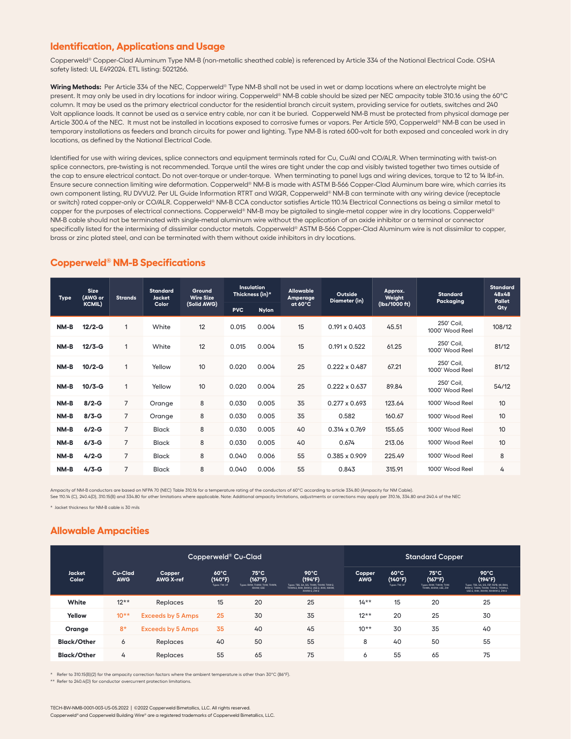## Identification, Applications and Usage

Copperweld® Copper-Clad Aluminum Type NM-B (non-metallic sheathed cable) is referenced by Article 334 of the National Electrical Code. OSHA safety listed: UL E492024. ETL listing: 5021266.

**Wiring Methods:** Per Article 334 of the NEC, Copperweld® Type NM-B shall not be used in wet or damp locations where an electrolyte might be present. It may only be used in dry locations for indoor wiring. Copperweld® NM-B cable should be sized per NEC ampacity table 310.16 using the 60°C column. It may be used as the primary electrical conductor for the residential branch circuit system, providing service for outlets, switches and 240 Volt appliance loads. It cannot be used as a service entry cable, nor can it be buried. Copperweld NM-B must be protected from physical damage per Article 300.4 of the NEC. It must not be installed in locations exposed to corrosive fumes or vapors. Per Article 590, Copperweld® NM-B can be used in temporary installations as feeders and branch circuits for power and lighting. Type NM-B is rated 600-volt for both exposed and concealed work in dry locations, as defined by the National Electrical Code.

Identified for use with wiring devices, splice connectors and equipment terminals rated for Cu, Cu/Al and CO/ALR. When terminating with twist-on splice connectors, pre-twisting is not recommended. Torque until the wires are tight under the cap and visibly twisted together two times outside of the cap to ensure electrical contact. Do not over-torque or under-torque. When terminating to panel lugs and wiring devices, torque to 12 to 14 lbf-in. Ensure secure connection limiting wire deformation. Copperweld® NM-B is made with ASTM B-566 Copper-Clad Aluminum bare wire, which carries its own component listing, RU DVVU2. Per UL Guide Information RTRT and WJQR, Copperweld® NM-B can terminate with any wiring device (receptacle or switch) rated copper-only or CO/ALR. Copperweld® NM-B CCA conductor satisfies Article 110.14 Electrical Connections as being a similar metal to copper for the purposes of electrical connections. Copperweld® NM-B may be pigtailed to single-metal copper wire in dry locations. Copperweld® NM-B cable should not be terminated with single-metal aluminum wire without the application of an oxide inhibitor or a terminal or connector specifically listed for the intermixing of dissimilar conductor metals. Copperweld® ASTM B-566 Copper-Clad Aluminum wire is not dissimilar to copper, brass or zinc plated steel, and can be terminated with them without oxide inhibitors in dry locations.

## Copperweld® NM-B Specifications

| Type | Size (AWG or KCMIL) | Strands | Standard Jacket Color | Ground Wire Size (Solid AWG) | Insulation Thickness (in)* | | Allowable Amperage at 60°C | Outside Diameter (in) | Approx. Weight (lbs/1000 ft) | Standard Packaging | Standard 48x48 Pallet Qty |
|---|---|---|---|---|---|---|---|---|---|---|---|
| | | | | | PVC | Nylon | | | | | |
| NM-B | 12/2-G | 1 | White | 12 | 0.015 | 0.004 | 15 | 0.191 x 0.403 | 45.51 | 250' Coil, 1000' Wood Reel | 108/12 |
| NM-B | 12/3-G | 1 | White | 12 | 0.015 | 0.004 | 15 | 0.191 x 0.522 | 61.25 | 250' Coil, 1000' Wood Reel | 81/12 |
| NM-B | 10/2-G | 1 | Yellow | 10 | 0.020 | 0.004 | 25 | 0.222 x 0.487 | 67.21 | 250' Coil, 1000' Wood Reel | 81/12 |
| NM-B | 10/3-G | 1 | Yellow | 10 | 0.020 | 0.004 | 25 | 0.222 x 0.637 | 89.84 | 250' Coil, 1000' Wood Reel | 54/12 |
| NM-B | 8/2-G | 7 | Orange | 8 | 0.030 | 0.005 | 35 | 0.277 x 0.693 | 123.64 | 1000' Wood Reel | 10 |
| NM-B | 8/3-G | 7 | Orange | 8 | 0.030 | 0.005 | 35 | 0.582 | 160.67 | 1000' Wood Reel | 10 |
| NM-B | 6/2-G | 7 | Black | 8 | 0.030 | 0.005 | 40 | 0.314 x 0.769 | 155.65 | 1000' Wood Reel | 10 |
| NM-B | 6/3-G | 7 | Black | 8 | 0.030 | 0.005 | 40 | 0.674 | 213.06 | 1000' Wood Reel | 10 |
| NM-B | 4/2-G | 7 | Black | 8 | 0.040 | 0.006 | 55 | 0.385 x 0.909 | 225.49 | 1000' Wood Reel | 8 |
| NM-B | 4/3-G | 7 | Black | 8 | 0.040 | 0.006 | 55 | 0.843 | 315.91 | 1000' Wood Reel | 4 |

Ampacity of NM-B conductors are based on NFPA 70 (NEC) Table 310.16 for a temperature rating of the conductors of 60°C according to article 334.80 (Ampacity for NM Cable).
See 110.14 (C), 240.4(D), 310.15(B) and 334.80 for other limitations where applicable. Note: Additional ampacity limitations, adjustments or corrections may apply per 310.16, 334.80 and 240.4 of the NEC

\* Jacket thickness for NM-B cable is 30 mils

## Allowable Ampacities

| Jacket Color | Copperweld® Cu-Clad | | | | | Standard Copper | | | |
|---|---|---|---|---|---|---|---|---|---|
| | Cu-Clad AWG | Copper AWG X-ref | 60°C (140°F) Types: TW, UF | 75°C (167°F) Types: RHW, THHW, THW, THWN, XHHW, USE | 90°C (194°F) Types: TBS, SA, SIS, THHN, THHW, THW-2, THWN-2, RHH, RHW-2, USE-2, XHH, XHHW, XHHW-2, ZW-2 | Copper AWG | 60°C (140°F) Types: TW, UF | 75°C (167°F) Types: RHW, THHW, THW, THWN, XHHW, USE, ZW | 90°C (194°F) Types: TBS, SA, SIS, FEP, FEPB, MI, RHH, RHW-2, THHN, THHW, THW-2, THWN-2, USE-2, XHH, XHHW, XHHW-2, ZW-2 |
| White | 12** | Replaces | 15 | 20 | 25 | 14** | 15 | 20 | 25 |
| Yellow | 10** | Exceeds by 5 Amps | 25 | 30 | 35 | 12** | 20 | 25 | 30 |
| Orange | 8* | Exceeds by 5 Amps | 35 | 40 | 45 | 10** | 30 | 35 | 40 |
| Black/Other | 6 | Replaces | 40 | 50 | 55 | 8 | 40 | 50 | 55 |
| Black/Other | 4 | Replaces | 55 | 65 | 75 | 6 | 55 | 65 | 75 |

\* Refer to 310.15(B)(2) for the ampacity correction factors where the ambient temperature is other than 30°C (86°F).

\** Refer to 240.4(D) for conductor overcurrent protection limitations.

TECH-BW-NMB-0001-003-US-05.2022 | ©2022 Copperweld Bimetallics, LLC. All rights reserved.
Copperweld® and Copperweld Building Wire® are a registered trademarks of Copperweld Bimetallics, LLC.